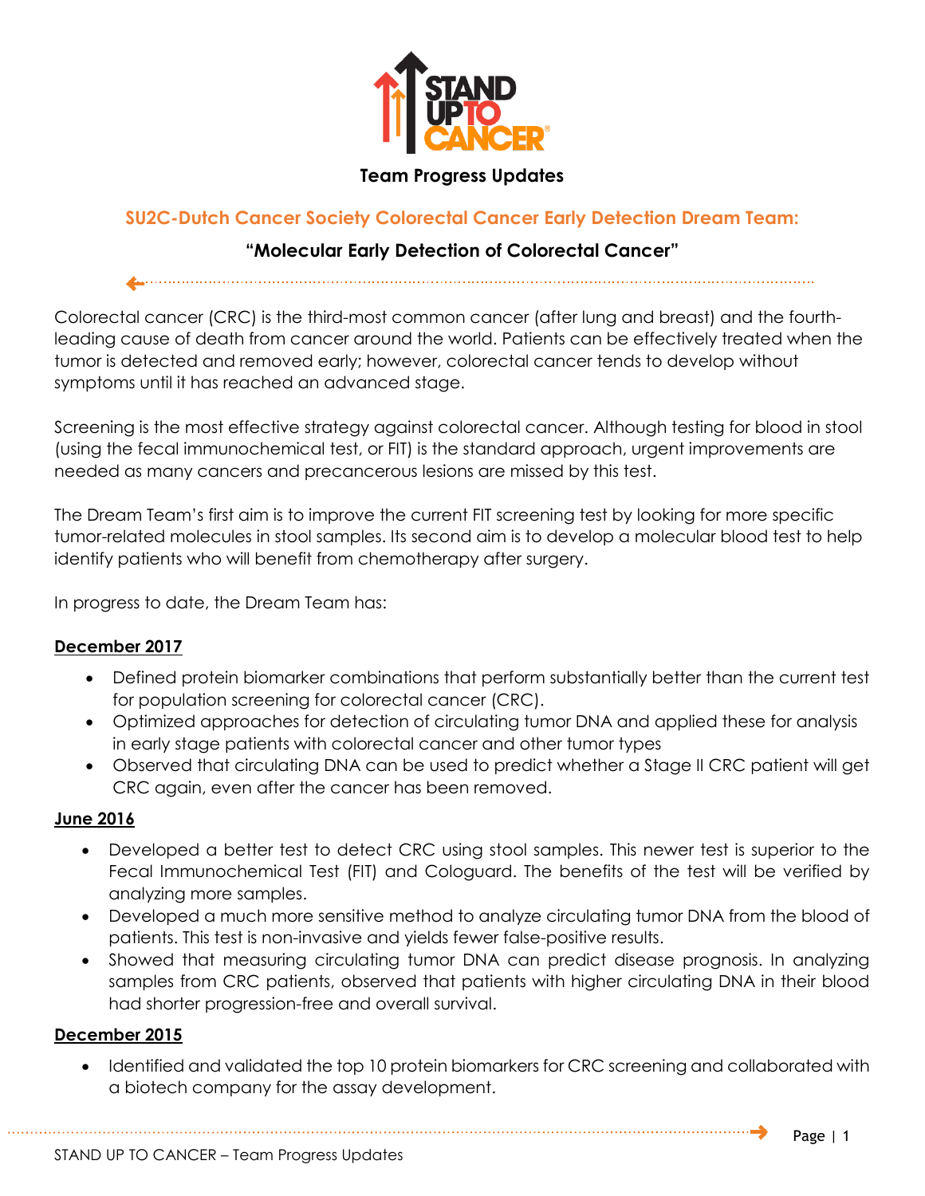**Team Progress Updates**

## SU2C-Dutch Cancer Society Colorectal Cancer Early Detection Dream Team:

### "Molecular Early Detection of Colorectal Cancer"

Colorectal cancer (CRC) is the third-most common cancer (after lung and breast) and the fourth-leading cause of death from cancer around the world. Patients can be effectively treated when the tumor is detected and removed early; however, colorectal cancer tends to develop without symptoms until it has reached an advanced stage.

Screening is the most effective strategy against colorectal cancer. Although testing for blood in stool (using the fecal immunochemical test, or FIT) is the standard approach, urgent improvements are needed as many cancers and precancerous lesions are missed by this test.

The Dream Team's first aim is to improve the current FIT screening test by looking for more specific tumor-related molecules in stool samples. Its second aim is to develop a molecular blood test to help identify patients who will benefit from chemotherapy after surgery.

In progress to date, the Dream Team has:

**December 2017**

- Defined protein biomarker combinations that perform substantially better than the current test for population screening for colorectal cancer (CRC).
- Optimized approaches for detection of circulating tumor DNA and applied these for analysis in early stage patients with colorectal cancer and other tumor types
- Observed that circulating DNA can be used to predict whether a Stage II CRC patient will get CRC again, even after the cancer has been removed.

**June 2016**

- Developed a better test to detect CRC using stool samples. This newer test is superior to the Fecal Immunochemical Test (FIT) and Cologuard. The benefits of the test will be verified by analyzing more samples.
- Developed a much more sensitive method to analyze circulating tumor DNA from the blood of patients. This test is non-invasive and yields fewer false-positive results.
- Showed that measuring circulating tumor DNA can predict disease prognosis. In analyzing samples from CRC patients, observed that patients with higher circulating DNA in their blood had shorter progression-free and overall survival.

**December 2015**

- Identified and validated the top 10 protein biomarkers for CRC screening and collaborated with a biotech company for the assay development.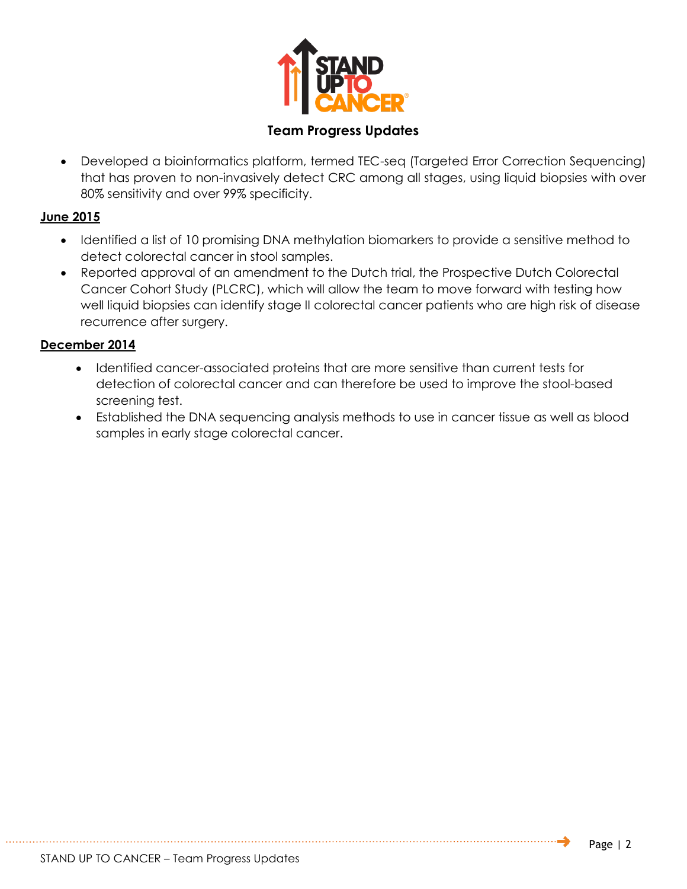**Team Progress Updates**

- Developed a bioinformatics platform, termed TEC-seq (Targeted Error Correction Sequencing) that has proven to non-invasively detect CRC among all stages, using liquid biopsies with over 80% sensitivity and over 99% specificity.

**June 2015**

- Identified a list of 10 promising DNA methylation biomarkers to provide a sensitive method to detect colorectal cancer in stool samples.
- Reported approval of an amendment to the Dutch trial, the Prospective Dutch Colorectal Cancer Cohort Study (PLCRC), which will allow the team to move forward with testing how well liquid biopsies can identify stage II colorectal cancer patients who are high risk of disease recurrence after surgery.

**December 2014**

- Identified cancer-associated proteins that are more sensitive than current tests for detection of colorectal cancer and can therefore be used to improve the stool-based screening test.
- Established the DNA sequencing analysis methods to use in cancer tissue as well as blood samples in early stage colorectal cancer.